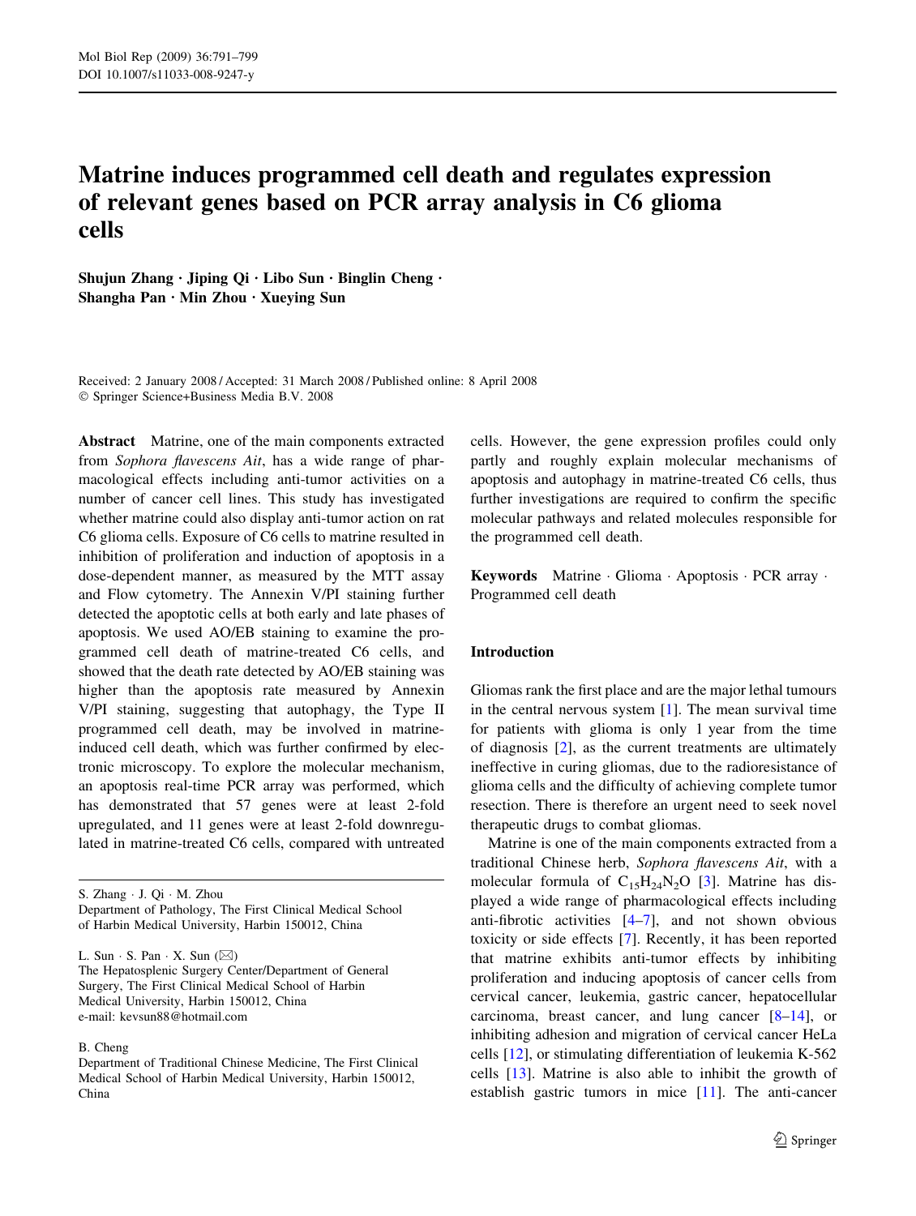// Markdown OCR of this page has the running header omitted (journal line, DOI) and ends with the Springer logo removed.

# Matrine induces programmed cell death and regulates expression of relevant genes based on PCR array analysis in C6 glioma cells

**Shujun Zhang · Jiping Qi · Libo Sun · Binglin Cheng · Shangha Pan · Min Zhou · Xueying Sun**

Received: 2 January 2008 / Accepted: 31 March 2008 / Published online: 8 April 2008
© Springer Science+Business Media B.V. 2008

**Abstract** Matrine, one of the main components extracted from *Sophora flavescens Ait*, has a wide range of pharmacological effects including anti-tumor activities on a number of cancer cell lines. This study has investigated whether matrine could also display anti-tumor action on rat C6 glioma cells. Exposure of C6 cells to matrine resulted in inhibition of proliferation and induction of apoptosis in a dose-dependent manner, as measured by the MTT assay and Flow cytometry. The Annexin V/PI staining further detected the apoptotic cells at both early and late phases of apoptosis. We used AO/EB staining to examine the programmed cell death of matrine-treated C6 cells, and showed that the death rate detected by AO/EB staining was higher than the apoptosis rate measured by Annexin V/PI staining, suggesting that autophagy, the Type II programmed cell death, may be involved in matrine-induced cell death, which was further confirmed by electronic microscopy. To explore the molecular mechanism, an apoptosis real-time PCR array was performed, which has demonstrated that 57 genes were at least 2-fold upregulated, and 11 genes were at least 2-fold downregulated in matrine-treated C6 cells, compared with untreated cells. However, the gene expression profiles could only partly and roughly explain molecular mechanisms of apoptosis and autophagy in matrine-treated C6 cells, thus further investigations are required to confirm the specific molecular pathways and related molecules responsible for the programmed cell death.

**Keywords** Matrine · Glioma · Apoptosis · PCR array · Programmed cell death

S. Zhang · J. Qi · M. Zhou
Department of Pathology, The First Clinical Medical School of Harbin Medical University, Harbin 150012, China

L. Sun · S. Pan · X. Sun (✉)
The Hepatosplenic Surgery Center/Department of General Surgery, The First Clinical Medical School of Harbin Medical University, Harbin 150012, China
e-mail: kevsun88@hotmail.com

B. Cheng
Department of Traditional Chinese Medicine, The First Clinical Medical School of Harbin Medical University, Harbin 150012, China

## Introduction

Gliomas rank the first place and are the major lethal tumours in the central nervous system [1]. The mean survival time for patients with glioma is only 1 year from the time of diagnosis [2], as the current treatments are ultimately ineffective in curing gliomas, due to the radioresistance of glioma cells and the difficulty of achieving complete tumor resection. There is therefore an urgent need to seek novel therapeutic drugs to combat gliomas.

Matrine is one of the main components extracted from a traditional Chinese herb, *Sophora flavescens Ait*, with a molecular formula of $C_{15}H_{24}N_2O$ [3]. Matrine has displayed a wide range of pharmacological effects including anti-fibrotic activities [4–7], and not shown obvious toxicity or side effects [7]. Recently, it has been reported that matrine exhibits anti-tumor effects by inhibiting proliferation and inducing apoptosis of cancer cells from cervical cancer, leukemia, gastric cancer, hepatocellular carcinoma, breast cancer, and lung cancer [8–14], or inhibiting adhesion and migration of cervical cancer HeLa cells [12], or stimulating differentiation of leukemia K-562 cells [13]. Matrine is also able to inhibit the growth of establish gastric tumors in mice [11]. The anti-cancer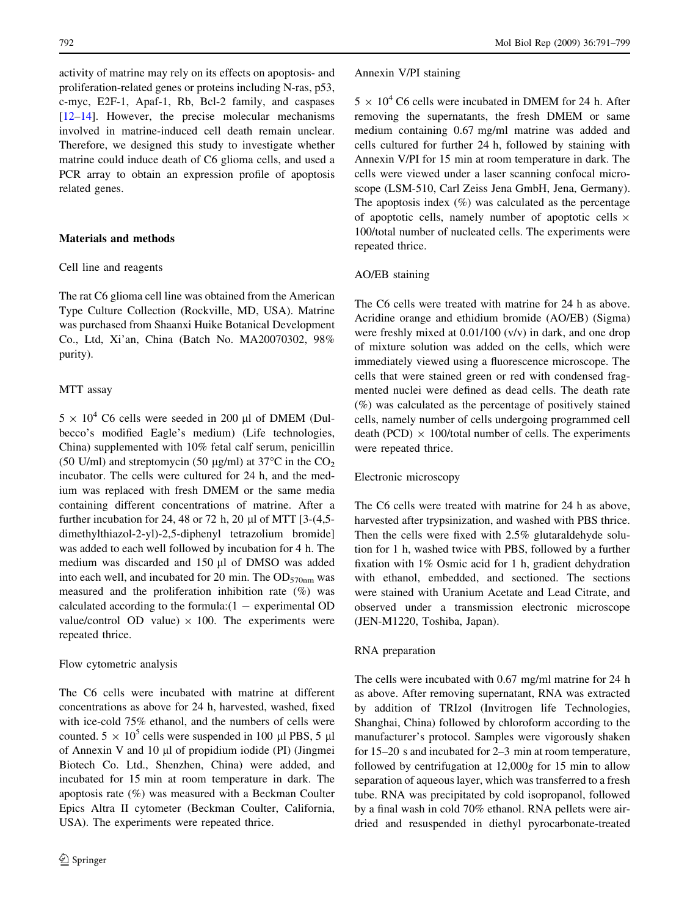activity of matrine may rely on its effects on apoptosis- and proliferation-related genes or proteins including N-ras, p53, c-myc, E2F-1, Apaf-1, Rb, Bcl-2 family, and caspases [12–14]. However, the precise molecular mechanisms involved in matrine-induced cell death remain unclear. Therefore, we designed this study to investigate whether matrine could induce death of C6 glioma cells, and used a PCR array to obtain an expression profile of apoptosis related genes.

## Materials and methods

### Cell line and reagents

The rat C6 glioma cell line was obtained from the American Type Culture Collection (Rockville, MD, USA). Matrine was purchased from Shaanxi Huike Botanical Development Co., Ltd, Xi'an, China (Batch No. MA20070302, 98% purity).

### MTT assay

$5 \times 10^4$ C6 cells were seeded in 200 μl of DMEM (Dulbecco's modified Eagle's medium) (Life technologies, China) supplemented with 10% fetal calf serum, penicillin (50 U/ml) and streptomycin (50 μg/ml) at 37°C in the $CO_2$ incubator. The cells were cultured for 24 h, and the medium was replaced with fresh DMEM or the same media containing different concentrations of matrine. After a further incubation for 24, 48 or 72 h, 20 μl of MTT [3-(4,5-dimethylthiazol-2-yl)-2,5-diphenyl tetrazolium bromide] was added to each well followed by incubation for 4 h. The medium was discarded and 150 μl of DMSO was added into each well, and incubated for 20 min. The $OD_{570nm}$ was measured and the proliferation inhibition rate (%) was calculated according to the formula:$(1 -$ experimental OD value/control OD value$) \times 100$. The experiments were repeated thrice.

### Flow cytometric analysis

The C6 cells were incubated with matrine at different concentrations as above for 24 h, harvested, washed, fixed with ice-cold 75% ethanol, and the numbers of cells were counted. $5 \times 10^5$ cells were suspended in 100 μl PBS, 5 μl of Annexin V and 10 μl of propidium iodide (PI) (Jingmei Biotech Co. Ltd., Shenzhen, China) were added, and incubated for 15 min at room temperature in dark. The apoptosis rate (%) was measured with a Beckman Coulter Epics Altra II cytometer (Beckman Coulter, California, USA). The experiments were repeated thrice.

### Annexin V/PI staining

$5 \times 10^4$ C6 cells were incubated in DMEM for 24 h. After removing the supernatants, the fresh DMEM or same medium containing 0.67 mg/ml matrine was added and cells cultured for further 24 h, followed by staining with Annexin V/PI for 15 min at room temperature in dark. The cells were viewed under a laser scanning confocal microscope (LSM-510, Carl Zeiss Jena GmbH, Jena, Germany). The apoptosis index (%) was calculated as the percentage of apoptotic cells, namely number of apoptotic cells $\times$ 100/total number of nucleated cells. The experiments were repeated thrice.

### AO/EB staining

The C6 cells were treated with matrine for 24 h as above. Acridine orange and ethidium bromide (AO/EB) (Sigma) were freshly mixed at 0.01/100 (v/v) in dark, and one drop of mixture solution was added on the cells, which were immediately viewed using a fluorescence microscope. The cells that were stained green or red with condensed fragmented nuclei were defined as dead cells. The death rate (%) was calculated as the percentage of positively stained cells, namely number of cells undergoing programmed cell death (PCD) $\times$ 100/total number of cells. The experiments were repeated thrice.

### Electronic microscopy

The C6 cells were treated with matrine for 24 h as above, harvested after trypsinization, and washed with PBS thrice. Then the cells were fixed with 2.5% glutaraldehyde solution for 1 h, washed twice with PBS, followed by a further fixation with 1% Osmic acid for 1 h, gradient dehydration with ethanol, embedded, and sectioned. The sections were stained with Uranium Acetate and Lead Citrate, and observed under a transmission electronic microscope (JEN-M1220, Toshiba, Japan).

### RNA preparation

The cells were incubated with 0.67 mg/ml matrine for 24 h as above. After removing supernatant, RNA was extracted by addition of TRIzol (Invitrogen life Technologies, Shanghai, China) followed by chloroform according to the manufacturer's protocol. Samples were vigorously shaken for 15–20 s and incubated for 2–3 min at room temperature, followed by centrifugation at 12,000*g* for 15 min to allow separation of aqueous layer, which was transferred to a fresh tube. RNA was precipitated by cold isopropanol, followed by a final wash in cold 70% ethanol. RNA pellets were air-dried and resuspended in diethyl pyrocarbonate-treated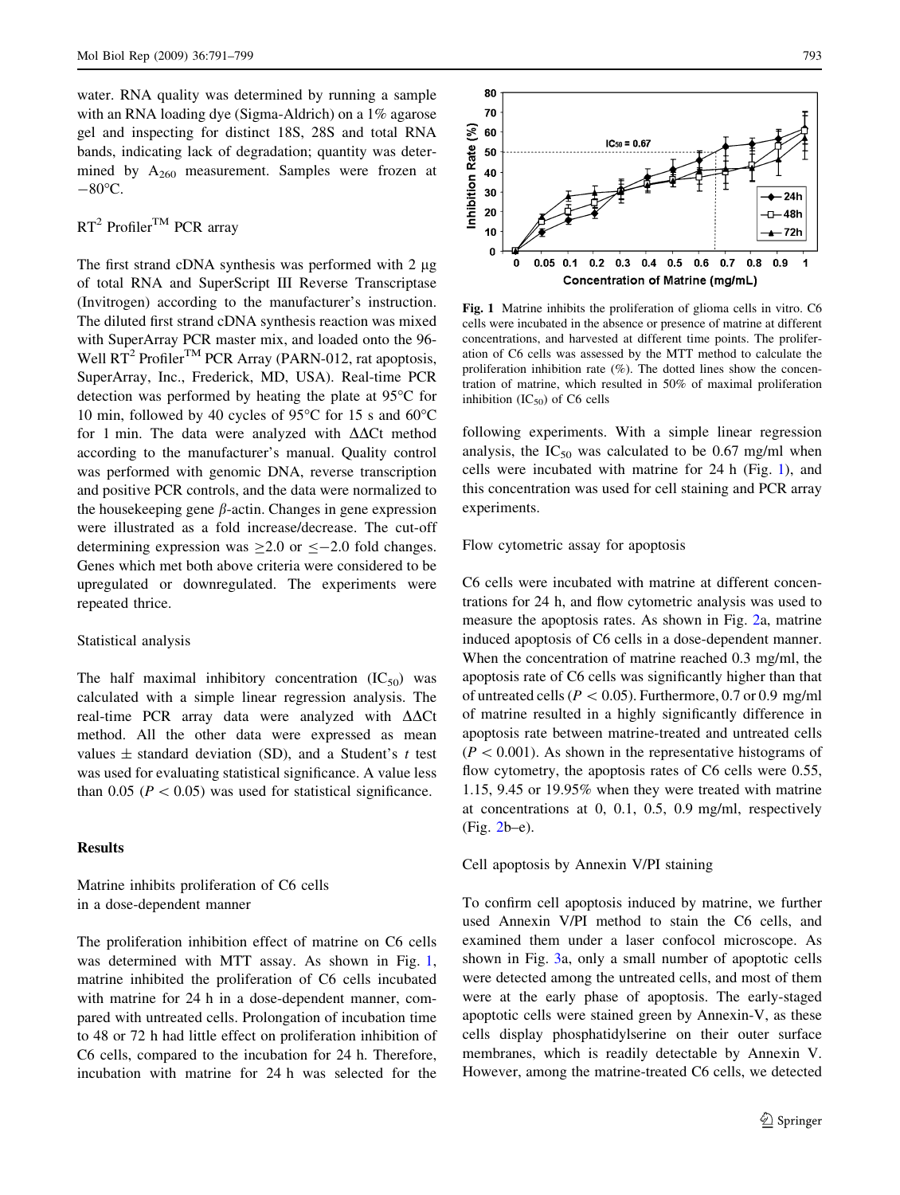water. RNA quality was determined by running a sample with an RNA loading dye (Sigma-Aldrich) on a 1% agarose gel and inspecting for distinct 18S, 28S and total RNA bands, indicating lack of degradation; quantity was determined by $A_{260}$ measurement. Samples were frozen at −80°C.

### RT[2] Profiler™ PCR array

The first strand cDNA synthesis was performed with 2 μg of total RNA and SuperScript III Reverse Transcriptase (Invitrogen) according to the manufacturer's instruction. The diluted first strand cDNA synthesis reaction was mixed with SuperArray PCR master mix, and loaded onto the 96-Well RT[2] Profiler™ PCR Array (PARN-012, rat apoptosis, SuperArray, Inc., Frederick, MD, USA). Real-time PCR detection was performed by heating the plate at 95°C for 10 min, followed by 40 cycles of 95°C for 15 s and 60°C for 1 min. The data were analyzed with ΔΔCt method according to the manufacturer's manual. Quality control was performed with genomic DNA, reverse transcription and positive PCR controls, and the data were normalized to the housekeeping gene *β*-actin. Changes in gene expression were illustrated as a fold increase/decrease. The cut-off determining expression was ≥2.0 or ≤−2.0 fold changes. Genes which met both above criteria were considered to be upregulated or downregulated. The experiments were repeated thrice.

### Statistical analysis

The half maximal inhibitory concentration ($IC_{50}$) was calculated with a simple linear regression analysis. The real-time PCR array data were analyzed with ΔΔCt method. All the other data were expressed as mean values ± standard deviation (SD), and a Student's *t* test was used for evaluating statistical significance. A value less than 0.05 ($P < 0.05$) was used for statistical significance.

## Results

### Matrine inhibits proliferation of C6 cells in a dose-dependent manner

The proliferation inhibition effect of matrine on C6 cells was determined with MTT assay. As shown in Fig. 1, matrine inhibited the proliferation of C6 cells incubated with matrine for 24 h in a dose-dependent manner, compared with untreated cells. Prolongation of incubation time to 48 or 72 h had little effect on proliferation inhibition of C6 cells, compared to the incubation for 24 h. Therefore, incubation with matrine for 24 h was selected for the following experiments. With a simple linear regression analysis, the $IC_{50}$ was calculated to be 0.67 mg/ml when cells were incubated with matrine for 24 h (Fig. 1), and this concentration was used for cell staining and PCR array experiments.

**Fig. 1** Matrine inhibits the proliferation of glioma cells in vitro. C6 cells were incubated in the absence or presence of matrine at different concentrations, and harvested at different time points. The proliferation of C6 cells was assessed by the MTT method to calculate the proliferation inhibition rate (%). The dotted lines show the concentration of matrine, which resulted in 50% of maximal proliferation inhibition ($IC_{50}$) of C6 cells

### Flow cytometric assay for apoptosis

C6 cells were incubated with matrine at different concentrations for 24 h, and flow cytometric analysis was used to measure the apoptosis rates. As shown in Fig. 2a, matrine induced apoptosis of C6 cells in a dose-dependent manner. When the concentration of matrine reached 0.3 mg/ml, the apoptosis rate of C6 cells was significantly higher than that of untreated cells ($P < 0.05$). Furthermore, 0.7 or 0.9 mg/ml of matrine resulted in a highly significantly difference in apoptosis rate between matrine-treated and untreated cells ($P < 0.001$). As shown in the representative histograms of flow cytometry, the apoptosis rates of C6 cells were 0.55, 1.15, 9.45 or 19.95% when they were treated with matrine at concentrations at 0, 0.1, 0.5, 0.9 mg/ml, respectively (Fig. 2b–e).

### Cell apoptosis by Annexin V/PI staining

To confirm cell apoptosis induced by matrine, we further used Annexin V/PI method to stain the C6 cells, and examined them under a laser confocol microscope. As shown in Fig. 3a, only a small number of apoptotic cells were detected among the untreated cells, and most of them were at the early phase of apoptosis. The early-staged apoptotic cells were stained green by Annexin-V, as these cells display phosphatidylserine on their outer surface membranes, which is readily detectable by Annexin V. However, among the matrine-treated C6 cells, we detected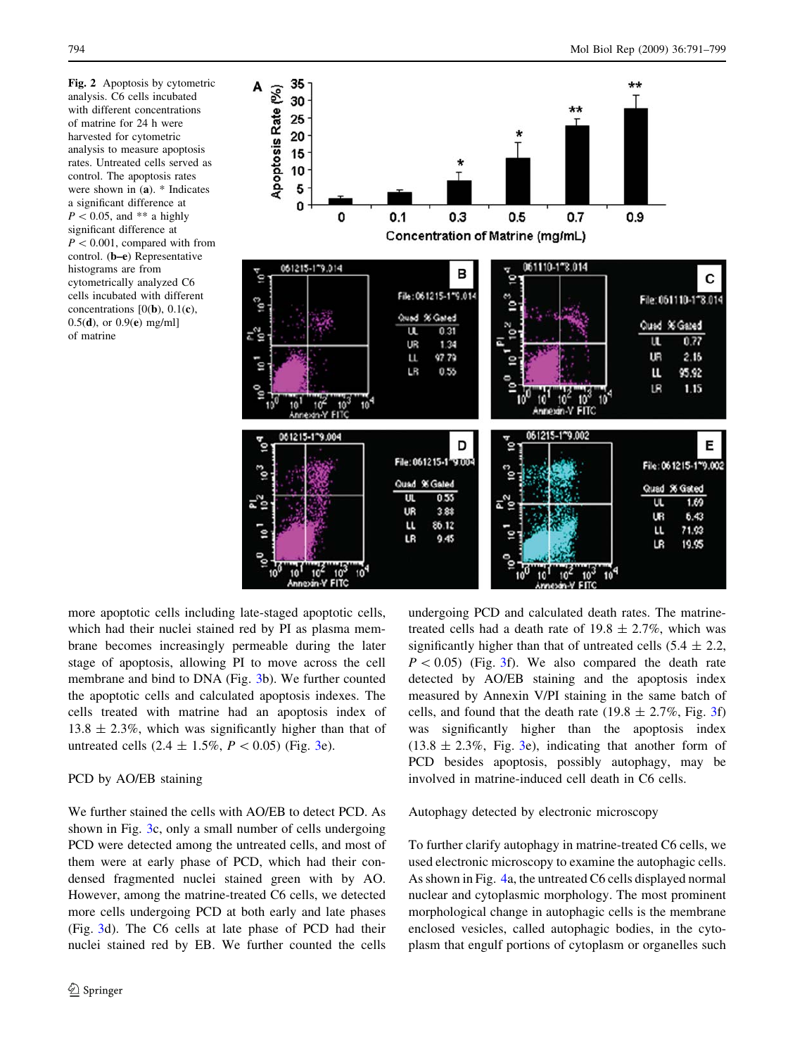**Fig. 2** Apoptosis by cytometric analysis. C6 cells incubated with different concentrations of matrine for 24 h were harvested for cytometric analysis to measure apoptosis rates. Untreated cells served as control. The apoptosis rates were shown in (**a**). * Indicates a significant difference at $P < 0.05$, and ** a highly significant difference at $P < 0.001$, compared with from control. (**b–e**) Representative histograms are from cytometrically analyzed C6 cells incubated with different concentrations [0(**b**), 0.1(**c**), 0.5(**d**), or 0.9(**e**) mg/ml] of matrine

more apoptotic cells including late-staged apoptotic cells, which had their nuclei stained red by PI as plasma membrane becomes increasingly permeable during the later stage of apoptosis, allowing PI to move across the cell membrane and bind to DNA (Fig. 3b). We further counted the apoptotic cells and calculated apoptosis indexes. The cells treated with matrine had an apoptosis index of 13.8 ± 2.3%, which was significantly higher than that of untreated cells (2.4 ± 1.5%, $P < 0.05$) (Fig. 3e).

### PCD by AO/EB staining

We further stained the cells with AO/EB to detect PCD. As shown in Fig. 3c, only a small number of cells undergoing PCD were detected among the untreated cells, and most of them were at early phase of PCD, which had their condensed fragmented nuclei stained green with by AO. However, among the matrine-treated C6 cells, we detected more cells undergoing PCD at both early and late phases (Fig. 3d). The C6 cells at late phase of PCD had their nuclei stained red by EB. We further counted the cells undergoing PCD and calculated death rates. The matrine-treated cells had a death rate of 19.8 ± 2.7%, which was significantly higher than that of untreated cells (5.4 ± 2.2, $P < 0.05$) (Fig. 3f). We also compared the death rate detected by AO/EB staining and the apoptosis index measured by Annexin V/PI staining in the same batch of cells, and found that the death rate (19.8 ± 2.7%, Fig. 3f) was significantly higher than the apoptosis index (13.8 ± 2.3%, Fig. 3e), indicating that another form of PCD besides apoptosis, possibly autophagy, may be involved in matrine-induced cell death in C6 cells.

### Autophagy detected by electronic microscopy

To further clarify autophagy in matrine-treated C6 cells, we used electronic microscopy to examine the autophagic cells. As shown in Fig. 4a, the untreated C6 cells displayed normal nuclear and cytoplasmic morphology. The most prominent morphological change in autophagic cells is the membrane enclosed vesicles, called autophagic bodies, in the cytoplasm that engulf portions of cytoplasm or organelles such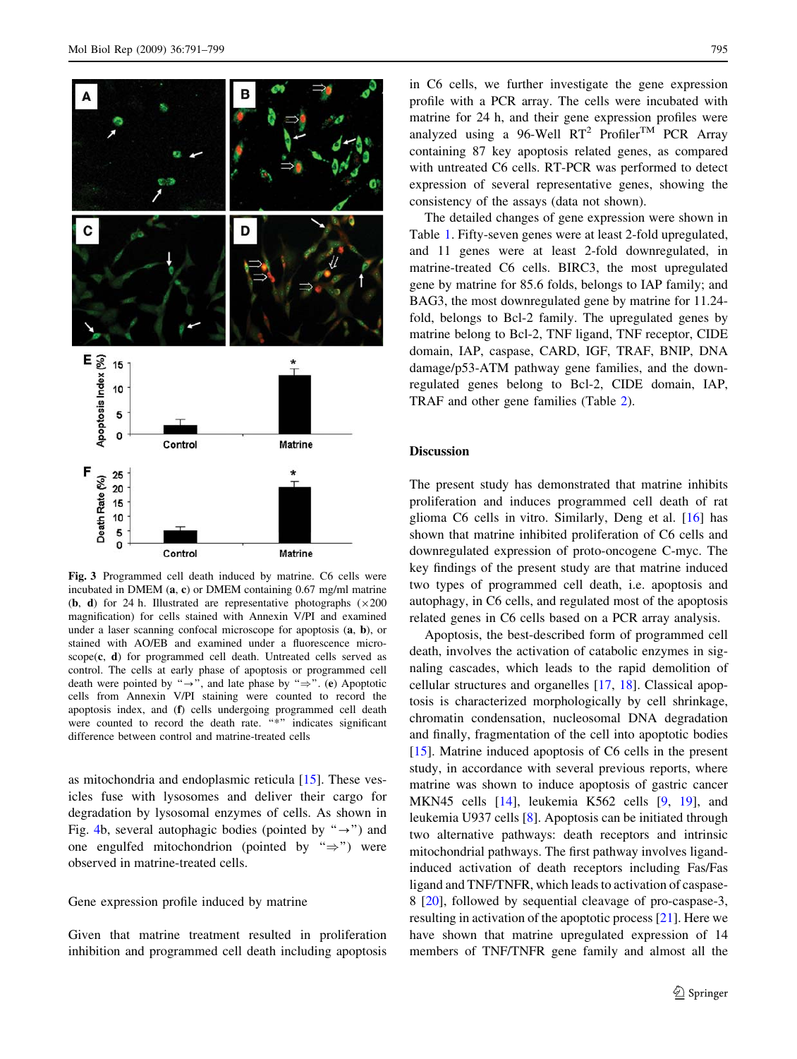**Fig. 3** Programmed cell death induced by matrine. C6 cells were incubated in DMEM (**a**, **c**) or DMEM containing 0.67 mg/ml matrine (**b**, **d**) for 24 h. Illustrated are representative photographs (×200 magnification) for cells stained with Annexin V/PI and examined under a laser scanning confocal microscope for apoptosis (**a**, **b**), or stained with AO/EB and examined under a fluorescence microscope(**c**, **d**) for programmed cell death. Untreated cells served as control. The cells at early phase of apoptosis or programmed cell death were pointed by "→", and late phase by "⇒". (**e**) Apoptotic cells from Annexin V/PI staining were counted to record the apoptosis index, and (**f**) cells undergoing programmed cell death were counted to record the death rate. "*" indicates significant difference between control and matrine-treated cells

as mitochondria and endoplasmic reticula [15]. These vesicles fuse with lysosomes and deliver their cargo for degradation by lysosomal enzymes of cells. As shown in Fig. 4b, several autophagic bodies (pointed by "→") and one engulfed mitochondrion (pointed by "⇒") were observed in matrine-treated cells.

### Gene expression profile induced by matrine

Given that matrine treatment resulted in proliferation inhibition and programmed cell death including apoptosis in C6 cells, we further investigate the gene expression profile with a PCR array. The cells were incubated with matrine for 24 h, and their gene expression profiles were analyzed using a 96-Well RT$^2$ Profiler$^{TM}$ PCR Array containing 87 key apoptosis related genes, as compared with untreated C6 cells. RT-PCR was performed to detect expression of several representative genes, showing the consistency of the assays (data not shown).

The detailed changes of gene expression were shown in Table 1. Fifty-seven genes were at least 2-fold upregulated, and 11 genes were at least 2-fold downregulated, in matrine-treated C6 cells. BIRC3, the most upregulated gene by matrine for 85.6 folds, belongs to IAP family; and BAG3, the most downregulated gene by matrine for 11.24-fold, belongs to Bcl-2 family. The upregulated genes by matrine belong to Bcl-2, TNF ligand, TNF receptor, CIDE domain, IAP, caspase, CARD, IGF, TRAF, BNIP, DNA damage/p53-ATM pathway gene families, and the downregulated genes belong to Bcl-2, CIDE domain, IAP, TRAF and other gene families (Table 2).

## Discussion

The present study has demonstrated that matrine inhibits proliferation and induces programmed cell death of rat glioma C6 cells in vitro. Similarly, Deng et al. [16] has shown that matrine inhibited proliferation of C6 cells and downregulated expression of proto-oncogene C-myc. The key findings of the present study are that matrine induced two types of programmed cell death, i.e. apoptosis and autophagy, in C6 cells, and regulated most of the apoptosis related genes in C6 cells based on a PCR array analysis.

Apoptosis, the best-described form of programmed cell death, involves the activation of catabolic enzymes in signaling cascades, which leads to the rapid demolition of cellular structures and organelles [17, 18]. Classical apoptosis is characterized morphologically by cell shrinkage, chromatin condensation, nucleosomal DNA degradation and finally, fragmentation of the cell into apoptotic bodies [15]. Matrine induced apoptosis of C6 cells in the present study, in accordance with several previous reports, where matrine was shown to induce apoptosis of gastric cancer MKN45 cells [14], leukemia K562 cells [9, 19], and leukemia U937 cells [8]. Apoptosis can be initiated through two alternative pathways: death receptors and intrinsic mitochondrial pathways. The first pathway involves ligand-induced activation of death receptors including Fas/Fas ligand and TNF/TNFR, which leads to activation of caspase-8 [20], followed by sequential cleavage of pro-caspase-3, resulting in activation of the apoptotic process [21]. Here we have shown that matrine upregulated expression of 14 members of TNF/TNFR gene family and almost all the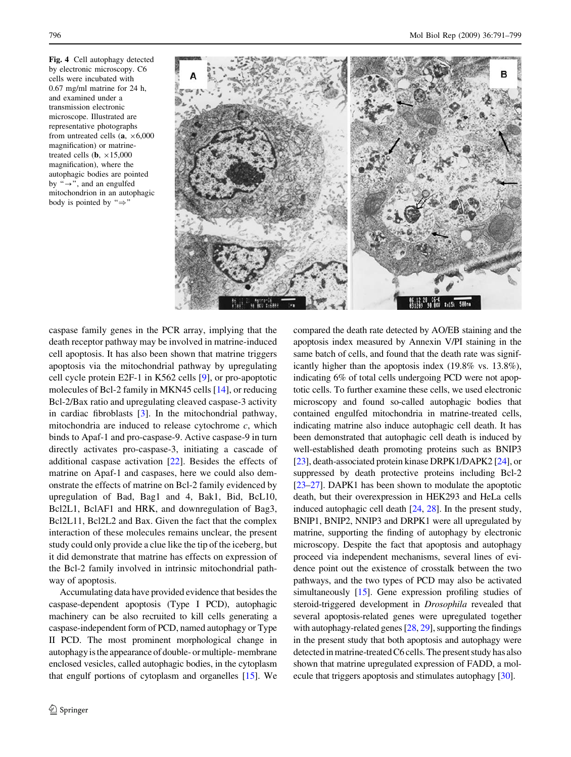**Fig. 4** Cell autophagy detected by electronic microscopy. C6 cells were incubated with 0.67 mg/ml matrine for 24 h, and examined under a transmission electronic microscope. Illustrated are representative photographs from untreated cells (**a**, ×6,000 magnification) or matrine-treated cells (**b**, ×15,000 magnification), where the autophagic bodies are pointed by "→", and an engulfed mitochondrion in an autophagic body is pointed by "⇒"

caspase family genes in the PCR array, implying that the death receptor pathway may be involved in matrine-induced cell apoptosis. It has also been shown that matrine triggers apoptosis via the mitochondrial pathway by upregulating cell cycle protein E2F-1 in K562 cells [9], or pro-apoptotic molecules of Bcl-2 family in MKN45 cells [14], or reducing Bcl-2/Bax ratio and upregulating cleaved caspase-3 activity in cardiac fibroblasts [3]. In the mitochondrial pathway, mitochondria are induced to release cytochrome *c*, which binds to Apaf-1 and pro-caspase-9. Active caspase-9 in turn directly activates pro-caspase-3, initiating a cascade of additional caspase activation [22]. Besides the effects of matrine on Apaf-1 and caspases, here we could also demonstrate the effects of matrine on Bcl-2 family evidenced by upregulation of Bad, Bag1 and 4, Bak1, Bid, BcL10, Bcl2L1, BclAF1 and HRK, and downregulation of Bag3, Bcl2L11, Bcl2L2 and Bax. Given the fact that the complex interaction of these molecules remains unclear, the present study could only provide a clue like the tip of the iceberg, but it did demonstrate that matrine has effects on expression of the Bcl-2 family involved in intrinsic mitochondrial pathway of apoptosis.

Accumulating data have provided evidence that besides the caspase-dependent apoptosis (Type I PCD), autophagic machinery can be also recruited to kill cells generating a caspase-independent form of PCD, named autophagy or Type II PCD. The most prominent morphological change in autophagy is the appearance of double- or multiple- membrane enclosed vesicles, called autophagic bodies, in the cytoplasm that engulf portions of cytoplasm and organelles [15]. We compared the death rate detected by AO/EB staining and the apoptosis index measured by Annexin V/PI staining in the same batch of cells, and found that the death rate was significantly higher than the apoptosis index (19.8% vs. 13.8%), indicating 6% of total cells undergoing PCD were not apoptotic cells. To further examine these cells, we used electronic microscopy and found so-called autophagic bodies that contained engulfed mitochondria in matrine-treated cells, indicating matrine also induce autophagic cell death. It has been demonstrated that autophagic cell death is induced by well-established death promoting proteins such as BNIP3 [23], death-associated protein kinase DRPK1/DAPK2 [24], or suppressed by death protective proteins including Bcl-2 [23–27]. DAPK1 has been shown to modulate the apoptotic death, but their overexpression in HEK293 and HeLa cells induced autophagic cell death [24, 28]. In the present study, BNIP1, BNIP2, NNIP3 and DRPK1 were all upregulated by matrine, supporting the finding of autophagy by electronic microscopy. Despite the fact that apoptosis and autophagy proceed via independent mechanisms, several lines of evidence point out the existence of crosstalk between the two pathways, and the two types of PCD may also be activated simultaneously [15]. Gene expression profiling studies of steroid-triggered development in *Drosophila* revealed that several apoptosis-related genes were upregulated together with autophagy-related genes [28, 29], supporting the findings in the present study that both apoptosis and autophagy were detected in matrine-treated C6 cells. The present study has also shown that matrine upregulated expression of FADD, a molecule that triggers apoptosis and stimulates autophagy [30].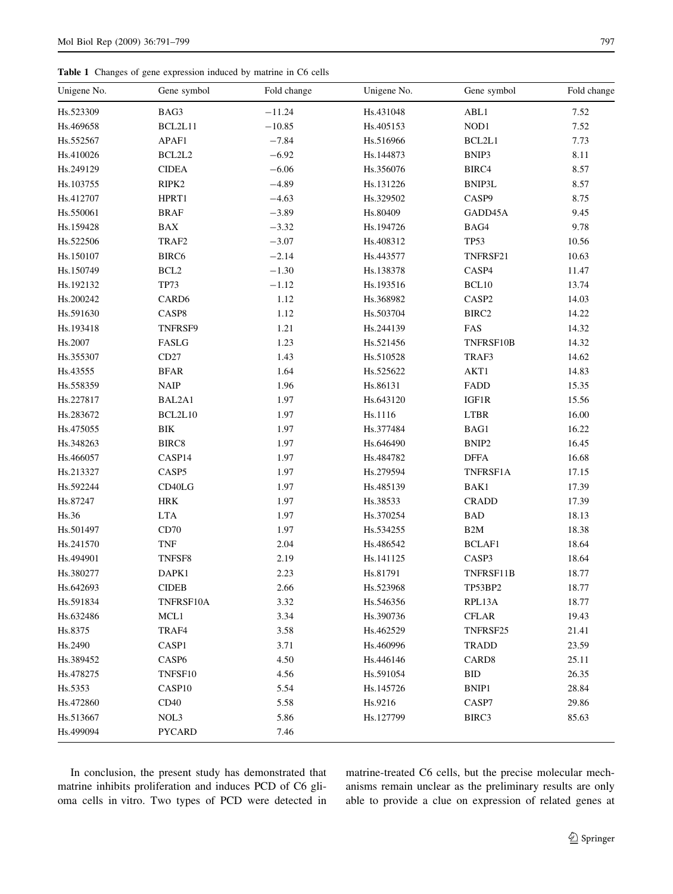**Table 1** Changes of gene expression induced by matrine in C6 cells

| Unigene No. | Gene symbol | Fold change | Unigene No. | Gene symbol | Fold change |
|---|---|---|---|---|---|
| Hs.523309 | BAG3 | −11.24 | Hs.431048 | ABL1 | 7.52 |
| Hs.469658 | BCL2L11 | −10.85 | Hs.405153 | NOD1 | 7.52 |
| Hs.552567 | APAF1 | −7.84 | Hs.516966 | BCL2L1 | 7.73 |
| Hs.410026 | BCL2L2 | −6.92 | Hs.144873 | BNIP3 | 8.11 |
| Hs.249129 | CIDEA | −6.06 | Hs.356076 | BIRC4 | 8.57 |
| Hs.103755 | RIPK2 | −4.89 | Hs.131226 | BNIP3L | 8.57 |
| Hs.412707 | HPRT1 | −4.63 | Hs.329502 | CASP9 | 8.75 |
| Hs.550061 | BRAF | −3.89 | Hs.80409 | GADD45A | 9.45 |
| Hs.159428 | BAX | −3.32 | Hs.194726 | BAG4 | 9.78 |
| Hs.522506 | TRAF2 | −3.07 | Hs.408312 | TP53 | 10.56 |
| Hs.150107 | BIRC6 | −2.14 | Hs.443577 | TNFRSF21 | 10.63 |
| Hs.150749 | BCL2 | −1.30 | Hs.138378 | CASP4 | 11.47 |
| Hs.192132 | TP73 | −1.12 | Hs.193516 | BCL10 | 13.74 |
| Hs.200242 | CARD6 | 1.12 | Hs.368982 | CASP2 | 14.03 |
| Hs.591630 | CASP8 | 1.12 | Hs.503704 | BIRC2 | 14.22 |
| Hs.193418 | TNFRSF9 | 1.21 | Hs.244139 | FAS | 14.32 |
| Hs.2007 | FASLG | 1.23 | Hs.521456 | TNFRSF10B | 14.32 |
| Hs.355307 | CD27 | 1.43 | Hs.510528 | TRAF3 | 14.62 |
| Hs.43555 | BFAR | 1.64 | Hs.525622 | AKT1 | 14.83 |
| Hs.558359 | NAIP | 1.96 | Hs.86131 | FADD | 15.35 |
| Hs.227817 | BAL2A1 | 1.97 | Hs.643120 | IGF1R | 15.56 |
| Hs.283672 | BCL2L10 | 1.97 | Hs.1116 | LTBR | 16.00 |
| Hs.475055 | BIK | 1.97 | Hs.377484 | BAG1 | 16.22 |
| Hs.348263 | BIRC8 | 1.97 | Hs.646490 | BNIP2 | 16.45 |
| Hs.466057 | CASP14 | 1.97 | Hs.484782 | DFFA | 16.68 |
| Hs.213327 | CASP5 | 1.97 | Hs.279594 | TNFRSF1A | 17.15 |
| Hs.592244 | CD40LG | 1.97 | Hs.485139 | BAK1 | 17.39 |
| Hs.87247 | HRK | 1.97 | Hs.38533 | CRADD | 17.39 |
| Hs.36 | LTA | 1.97 | Hs.370254 | BAD | 18.13 |
| Hs.501497 | CD70 | 1.97 | Hs.534255 | B2M | 18.38 |
| Hs.241570 | TNF | 2.04 | Hs.486542 | BCLAF1 | 18.64 |
| Hs.494901 | TNFSF8 | 2.19 | Hs.141125 | CASP3 | 18.64 |
| Hs.380277 | DAPK1 | 2.23 | Hs.81791 | TNFRSF11B | 18.77 |
| Hs.642693 | CIDEB | 2.66 | Hs.523968 | TP53BP2 | 18.77 |
| Hs.591834 | TNFRSF10A | 3.32 | Hs.546356 | RPL13A | 18.77 |
| Hs.632486 | MCL1 | 3.34 | Hs.390736 | CFLAR | 19.43 |
| Hs.8375 | TRAF4 | 3.58 | Hs.462529 | TNFRSF25 | 21.41 |
| Hs.2490 | CASP1 | 3.71 | Hs.460996 | TRADD | 23.59 |
| Hs.389452 | CASP6 | 4.50 | Hs.446146 | CARD8 | 25.11 |
| Hs.478275 | TNFSF10 | 4.56 | Hs.591054 | BID | 26.35 |
| Hs.5353 | CASP10 | 5.54 | Hs.145726 | BNIP1 | 28.84 |
| Hs.472860 | CD40 | 5.58 | Hs.9216 | CASP7 | 29.86 |
| Hs.513667 | NOL3 | 5.86 | Hs.127799 | BIRC3 | 85.63 |
| Hs.499094 | PYCARD | 7.46 | | | |

In conclusion, the present study has demonstrated that matrine inhibits proliferation and induces PCD of C6 glioma cells in vitro. Two types of PCD were detected in matrine-treated C6 cells, but the precise molecular mechanisms remain unclear as the preliminary results are only able to provide a clue on expression of related genes at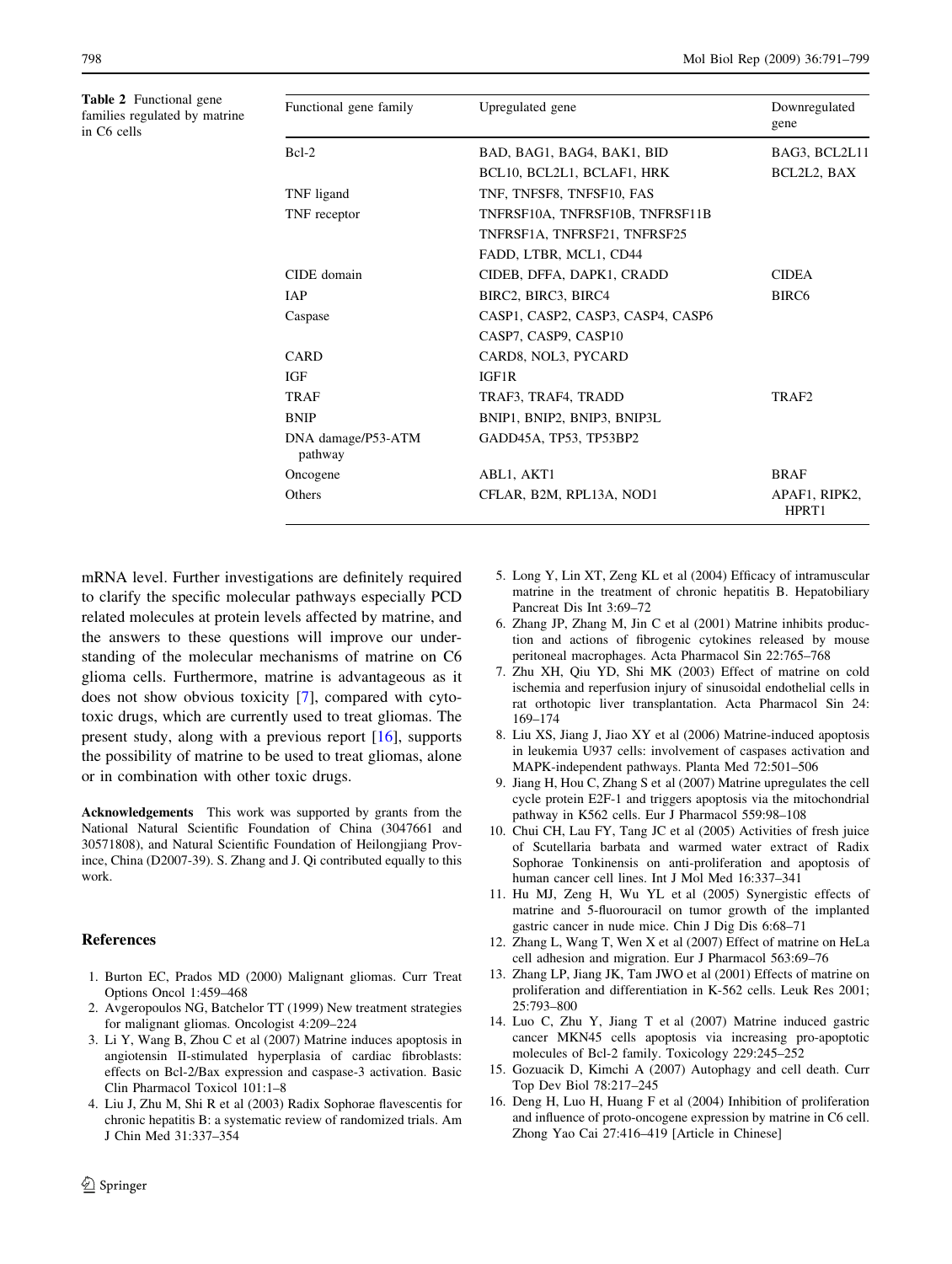**Table 2** Functional gene families regulated by matrine in C6 cells

| Functional gene family | Upregulated gene | Downregulated gene |
|---|---|---|
| Bcl-2 | BAD, BAG1, BAG4, BAK1, BID | BAG3, BCL2L11 |
| | BCL10, BCL2L1, BCLAF1, HRK | BCL2L2, BAX |
| TNF ligand | TNF, TNFSF8, TNFSF10, FAS | |
| TNF receptor | TNFRSF10A, TNFRSF10B, TNFRSF11B | |
| | TNFRSF1A, TNFRSF21, TNFRSF25 | |
| | FADD, LTBR, MCL1, CD44 | |
| CIDE domain | CIDEB, DFFA, DAPK1, CRADD | CIDEA |
| IAP | BIRC2, BIRC3, BIRC4 | BIRC6 |
| Caspase | CASP1, CASP2, CASP3, CASP4, CASP6 | |
| | CASP7, CASP9, CASP10 | |
| CARD | CARD8, NOL3, PYCARD | |
| IGF | IGF1R | |
| TRAF | TRAF3, TRAF4, TRADD | TRAF2 |
| BNIP | BNIP1, BNIP2, BNIP3, BNIP3L | |
| DNA damage/P53-ATM pathway | GADD45A, TP53, TP53BP2 | |
| Oncogene | ABL1, AKT1 | BRAF |
| Others | CFLAR, B2M, RPL13A, NOD1 | APAF1, RIPK2, HPRT1 |

mRNA level. Further investigations are definitely required to clarify the specific molecular pathways especially PCD related molecules at protein levels affected by matrine, and the answers to these questions will improve our understanding of the molecular mechanisms of matrine on C6 glioma cells. Furthermore, matrine is advantageous as it does not show obvious toxicity [7], compared with cytotoxic drugs, which are currently used to treat gliomas. The present study, along with a previous report [16], supports the possibility of matrine to be used to treat gliomas, alone or in combination with other toxic drugs.

**Acknowledgements** This work was supported by grants from the National Natural Scientific Foundation of China (3047661 and 30571808), and Natural Scientific Foundation of Heilongjiang Province, China (D2007-39). S. Zhang and J. Qi contributed equally to this work.

## References

1. Burton EC, Prados MD (2000) Malignant gliomas. Curr Treat Options Oncol 1:459–468
2. Avgeropoulos NG, Batchelor TT (1999) New treatment strategies for malignant gliomas. Oncologist 4:209–224
3. Li Y, Wang B, Zhou C et al (2007) Matrine induces apoptosis in angiotensin II-stimulated hyperplasia of cardiac fibroblasts: effects on Bcl-2/Bax expression and caspase-3 activation. Basic Clin Pharmacol Toxicol 101:1–8
4. Liu J, Zhu M, Shi R et al (2003) Radix Sophorae flavescentis for chronic hepatitis B: a systematic review of randomized trials. Am J Chin Med 31:337–354
5. Long Y, Lin XT, Zeng KL et al (2004) Efficacy of intramuscular matrine in the treatment of chronic hepatitis B. Hepatobiliary Pancreat Dis Int 3:69–72
6. Zhang JP, Zhang M, Jin C et al (2001) Matrine inhibits production and actions of fibrogenic cytokines released by mouse peritoneal macrophages. Acta Pharmacol Sin 22:765–768
7. Zhu XH, Qiu YD, Shi MK (2003) Effect of matrine on cold ischemia and reperfusion injury of sinusoidal endothelial cells in rat orthotopic liver transplantation. Acta Pharmacol Sin 24: 169–174
8. Liu XS, Jiang J, Jiao XY et al (2006) Matrine-induced apoptosis in leukemia U937 cells: involvement of caspases activation and MAPK-independent pathways. Planta Med 72:501–506
9. Jiang H, Hou C, Zhang S et al (2007) Matrine upregulates the cell cycle protein E2F-1 and triggers apoptosis via the mitochondrial pathway in K562 cells. Eur J Pharmacol 559:98–108
10. Chui CH, Lau FY, Tang JC et al (2005) Activities of fresh juice of Scutellaria barbata and warmed water extract of Radix Sophorae Tonkinensis on anti-proliferation and apoptosis of human cancer cell lines. Int J Mol Med 16:337–341
11. Hu MJ, Zeng H, Wu YL et al (2005) Synergistic effects of matrine and 5-fluorouracil on tumor growth of the implanted gastric cancer in nude mice. Chin J Dig Dis 6:68–71
12. Zhang L, Wang T, Wen X et al (2007) Effect of matrine on HeLa cell adhesion and migration. Eur J Pharmacol 563:69–76
13. Zhang LP, Jiang JK, Tam JWO et al (2001) Effects of matrine on proliferation and differentiation in K-562 cells. Leuk Res 2001; 25:793–800
14. Luo C, Zhu Y, Jiang T et al (2007) Matrine induced gastric cancer MKN45 cells apoptosis via increasing pro-apoptotic molecules of Bcl-2 family. Toxicology 229:245–252
15. Gozuacik D, Kimchi A (2007) Autophagy and cell death. Curr Top Dev Biol 78:217–245
16. Deng H, Luo H, Huang F et al (2004) Inhibition of proliferation and influence of proto-oncogene expression by matrine in C6 cell. Zhong Yao Cai 27:416–419 [Article in Chinese]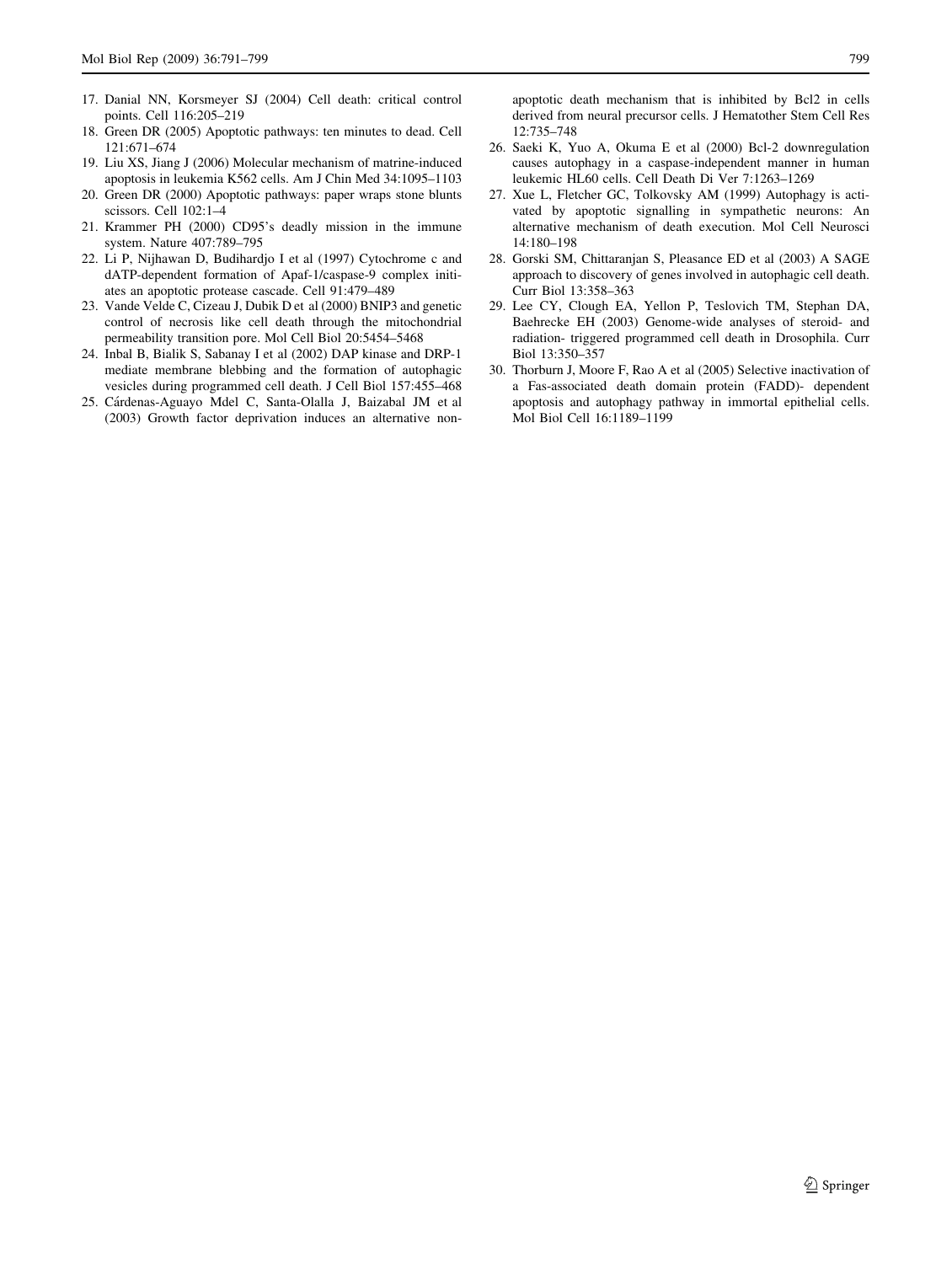17. Danial NN, Korsmeyer SJ (2004) Cell death: critical control points. Cell 116:205–219
18. Green DR (2005) Apoptotic pathways: ten minutes to dead. Cell 121:671–674
19. Liu XS, Jiang J (2006) Molecular mechanism of matrine-induced apoptosis in leukemia K562 cells. Am J Chin Med 34:1095–1103
20. Green DR (2000) Apoptotic pathways: paper wraps stone blunts scissors. Cell 102:1–4
21. Krammer PH (2000) CD95's deadly mission in the immune system. Nature 407:789–795
22. Li P, Nijhawan D, Budihardjo I et al (1997) Cytochrome c and dATP-dependent formation of Apaf-1/caspase-9 complex initiates an apoptotic protease cascade. Cell 91:479–489
23. Vande Velde C, Cizeau J, Dubik D et al (2000) BNIP3 and genetic control of necrosis like cell death through the mitochondrial permeability transition pore. Mol Cell Biol 20:5454–5468
24. Inbal B, Bialik S, Sabanay I et al (2002) DAP kinase and DRP-1 mediate membrane blebbing and the formation of autophagic vesicles during programmed cell death. J Cell Biol 157:455–468
25. Cárdenas-Aguayo Mdel C, Santa-Olalla J, Baizabal JM et al (2003) Growth factor deprivation induces an alternative non-apoptotic death mechanism that is inhibited by Bcl2 in cells derived from neural precursor cells. J Hematother Stem Cell Res 12:735–748
26. Saeki K, Yuo A, Okuma E et al (2000) Bcl-2 downregulation causes autophagy in a caspase-independent manner in human leukemic HL60 cells. Cell Death Di Ver 7:1263–1269
27. Xue L, Fletcher GC, Tolkovsky AM (1999) Autophagy is activated by apoptotic signalling in sympathetic neurons: An alternative mechanism of death execution. Mol Cell Neurosci 14:180–198
28. Gorski SM, Chittaranjan S, Pleasance ED et al (2003) A SAGE approach to discovery of genes involved in autophagic cell death. Curr Biol 13:358–363
29. Lee CY, Clough EA, Yellon P, Teslovich TM, Stephan DA, Baehrecke EH (2003) Genome-wide analyses of steroid- and radiation- triggered programmed cell death in Drosophila. Curr Biol 13:350–357
30. Thorburn J, Moore F, Rao A et al (2005) Selective inactivation of a Fas-associated death domain protein (FADD)- dependent apoptosis and autophagy pathway in immortal epithelial cells. Mol Biol Cell 16:1189–1199